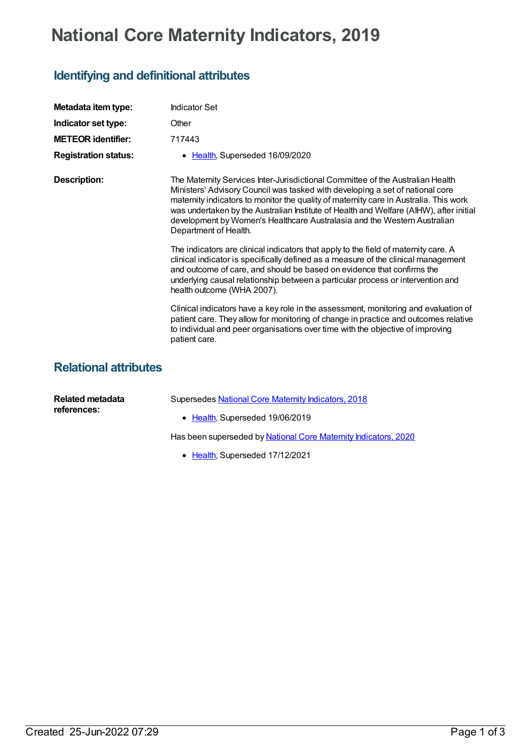# National Core Maternity Indicators, 2019

## Identifying and definitional attributes

**Metadata item type:** Indicator Set

**Indicator set type:** Other

**METEOR identifier:** 717443

**Registration status:**

- Health, Superseded 16/09/2020

**Description:**

The Maternity Services Inter-Jurisdictional Committee of the Australian Health Ministers' Advisory Council was tasked with developing a set of national core maternity indicators to monitor the quality of maternity care in Australia. This work was undertaken by the Australian Institute of Health and Welfare (AIHW), after initial development by Women's Healthcare Australasia and the Western Australian Department of Health.

The indicators are clinical indicators that apply to the field of maternity care. A clinical indicator is specifically defined as a measure of the clinical management and outcome of care, and should be based on evidence that confirms the underlying causal relationship between a particular process or intervention and health outcome (WHA 2007).

Clinical indicators have a key role in the assessment, monitoring and evaluation of patient care. They allow for monitoring of change in practice and outcomes relative to individual and peer organisations over time with the objective of improving patient care.

## Relational attributes

**Related metadata references:**

Supersedes National Core Maternity Indicators, 2018

- Health, Superseded 19/06/2019

Has been superseded by National Core Maternity Indicators, 2020

- Health, Superseded 17/12/2021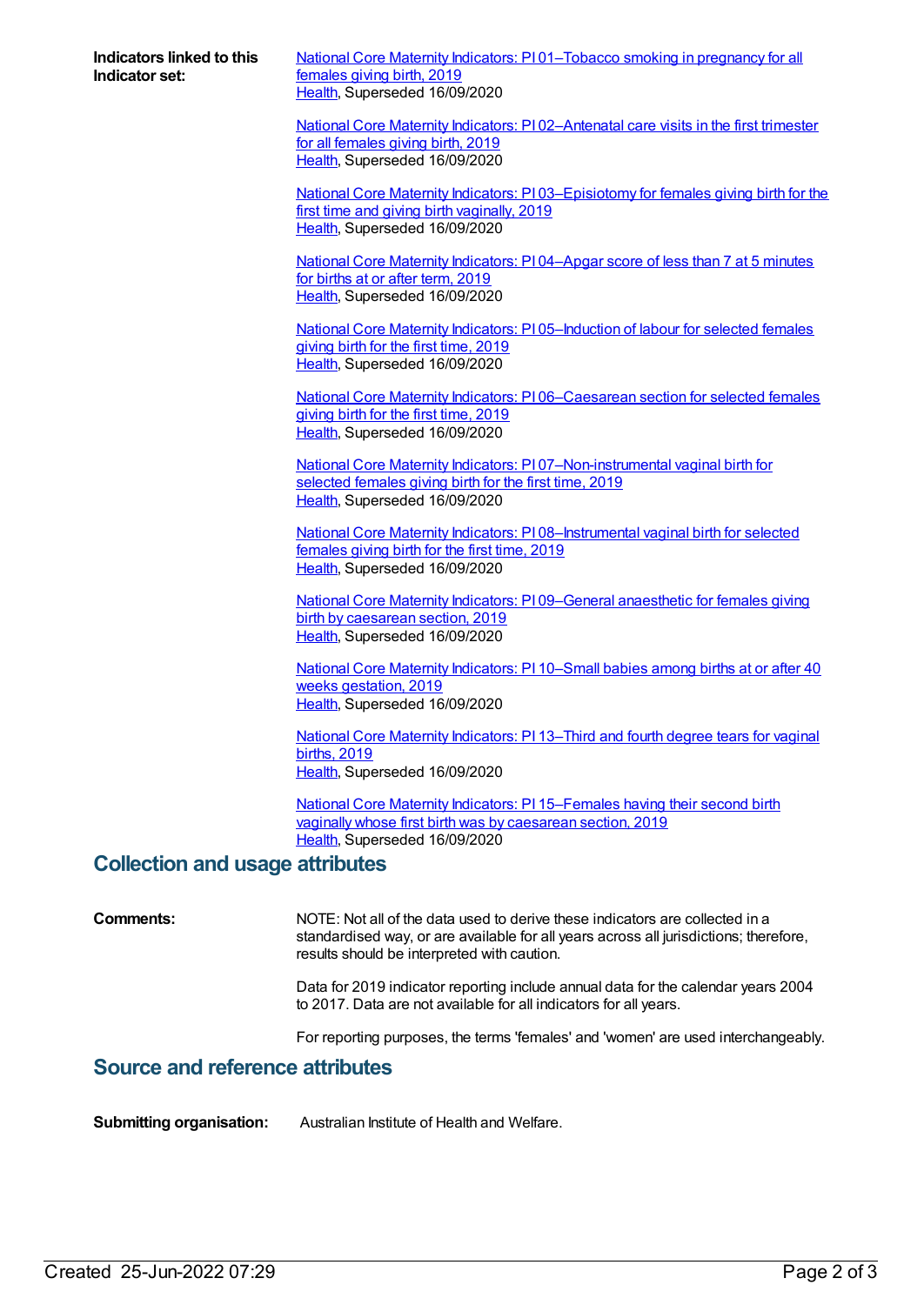**Indicators linked to this Indicator set:**

National Core Maternity Indicators: PI 01–Tobacco smoking in pregnancy for all females giving birth, 2019
Health, Superseded 16/09/2020

National Core Maternity Indicators: PI 02–Antenatal care visits in the first trimester for all females giving birth, 2019
Health, Superseded 16/09/2020

National Core Maternity Indicators: PI 03–Episiotomy for females giving birth for the first time and giving birth vaginally, 2019
Health, Superseded 16/09/2020

National Core Maternity Indicators: PI 04–Apgar score of less than 7 at 5 minutes for births at or after term, 2019
Health, Superseded 16/09/2020

National Core Maternity Indicators: PI 05–Induction of labour for selected females giving birth for the first time, 2019
Health, Superseded 16/09/2020

National Core Maternity Indicators: PI 06–Caesarean section for selected females giving birth for the first time, 2019
Health, Superseded 16/09/2020

National Core Maternity Indicators: PI 07–Non-instrumental vaginal birth for selected females giving birth for the first time, 2019
Health, Superseded 16/09/2020

National Core Maternity Indicators: PI 08–Instrumental vaginal birth for selected females giving birth for the first time, 2019
Health, Superseded 16/09/2020

National Core Maternity Indicators: PI 09–General anaesthetic for females giving birth by caesarean section, 2019
Health, Superseded 16/09/2020

National Core Maternity Indicators: PI 10–Small babies among births at or after 40 weeks gestation, 2019
Health, Superseded 16/09/2020

National Core Maternity Indicators: PI 13–Third and fourth degree tears for vaginal births, 2019
Health, Superseded 16/09/2020

National Core Maternity Indicators: PI 15–Females having their second birth vaginally whose first birth was by caesarean section, 2019
Health, Superseded 16/09/2020

## Collection and usage attributes

**Comments:**

NOTE: Not all of the data used to derive these indicators are collected in a standardised way, or are available for all years across all jurisdictions; therefore, results should be interpreted with caution.

Data for 2019 indicator reporting include annual data for the calendar years 2004 to 2017. Data are not available for all indicators for all years.

For reporting purposes, the terms 'females' and 'women' are used interchangeably.

## Source and reference attributes

**Submitting organisation:** Australian Institute of Health and Welfare.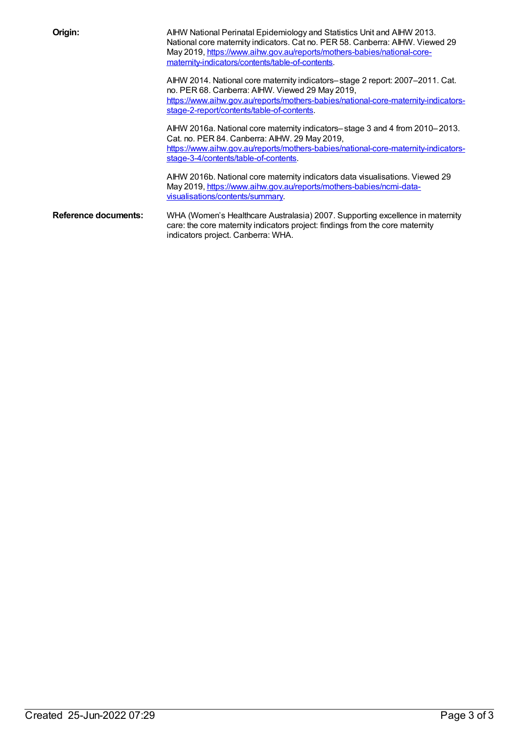**Origin:**

AIHW National Perinatal Epidemiology and Statistics Unit and AIHW 2013. National core maternity indicators. Cat no. PER 58. Canberra: AIHW. Viewed 29 May 2019, [https://www.aihw.gov.au/reports/mothers-babies/national-core-maternity-indicators/contents/table-of-contents](https://www.aihw.gov.au/reports/mothers-babies/national-core-maternity-indicators/contents/table-of-contents).

AIHW 2014. National core maternity indicators– stage 2 report: 2007–2011. Cat. no. PER 68. Canberra: AIHW. Viewed 29 May 2019, [https://www.aihw.gov.au/reports/mothers-babies/national-core-maternity-indicators-stage-2-report/contents/table-of-contents](https://www.aihw.gov.au/reports/mothers-babies/national-core-maternity-indicators-stage-2-report/contents/table-of-contents).

AIHW 2016a. National core maternity indicators– stage 3 and 4 from 2010– 2013. Cat. no. PER 84. Canberra: AIHW. 29 May 2019, [https://www.aihw.gov.au/reports/mothers-babies/national-core-maternity-indicators-stage-3-4/contents/table-of-contents](https://www.aihw.gov.au/reports/mothers-babies/national-core-maternity-indicators-stage-3-4/contents/table-of-contents).

AIHW 2016b. National core maternity indicators data visualisations. Viewed 29 May 2019, [https://www.aihw.gov.au/reports/mothers-babies/ncmi-data-visualisations/contents/summary](https://www.aihw.gov.au/reports/mothers-babies/ncmi-data-visualisations/contents/summary).

**Reference documents:**

WHA (Women's Healthcare Australasia) 2007. Supporting excellence in maternity care: the core maternity indicators project: findings from the core maternity indicators project. Canberra: WHA.